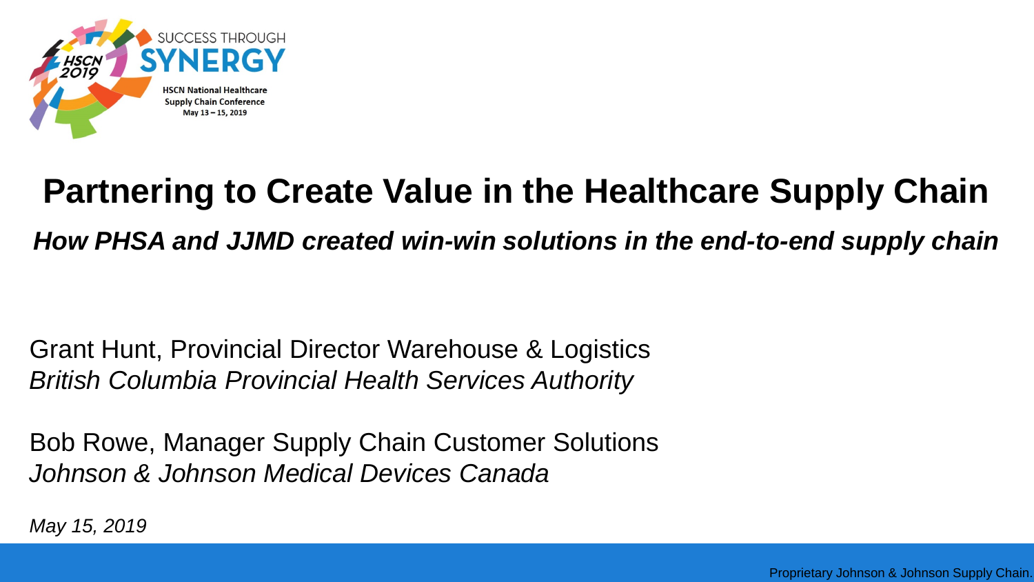SUCCESS THROUGH

SYNERGY

HSCN 2019

HSCN National Healthcare Supply Chain Conference
May 13 – 15, 2019

# Partnering to Create Value in the Healthcare Supply Chain

***How PHSA and JJMD created win-win solutions in the end-to-end supply chain***

Grant Hunt, Provincial Director Warehouse & Logistics
*British Columbia Provincial Health Services Authority*

Bob Rowe, Manager Supply Chain Customer Solutions
*Johnson & Johnson Medical Devices Canada*

*May 15, 2019*

Proprietary Johnson & Johnson Supply Chain.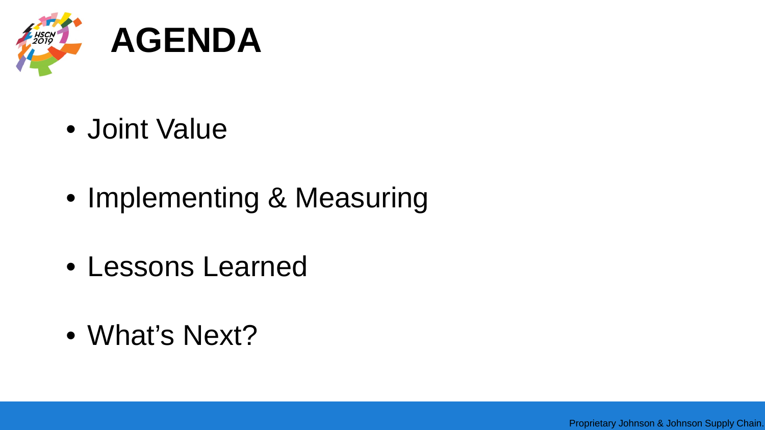# AGENDA

- Joint Value
- Implementing & Measuring
- Lessons Learned
- What's Next?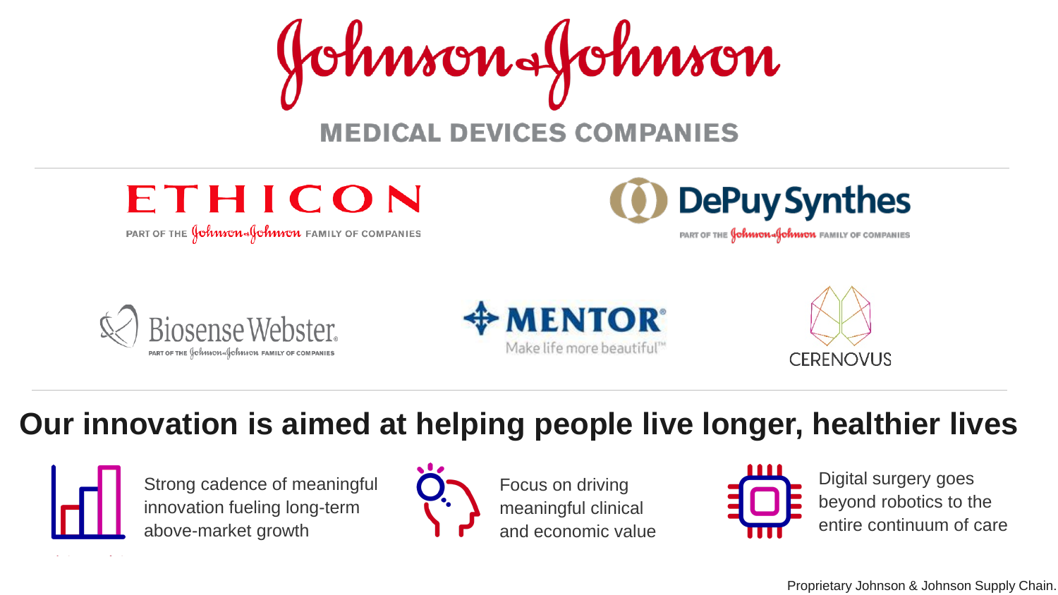# Johnson & Johnson

## MEDICAL DEVICES COMPANIES

ETHICON
PART OF THE Johnson & Johnson FAMILY OF COMPANIES

DePuy Synthes
PART OF THE Johnson & Johnson FAMILY OF COMPANIES

Biosense Webster
PART OF THE Johnson & Johnson FAMILY OF COMPANIES

MENTOR
Make life more beautiful™

CERENOVUS

## Our innovation is aimed at helping people live longer, healthier lives

- Strong cadence of meaningful innovation fueling long-term above-market growth
- Focus on driving meaningful clinical and economic value
- Digital surgery goes beyond robotics to the entire continuum of care

Proprietary Johnson & Johnson Supply Chain.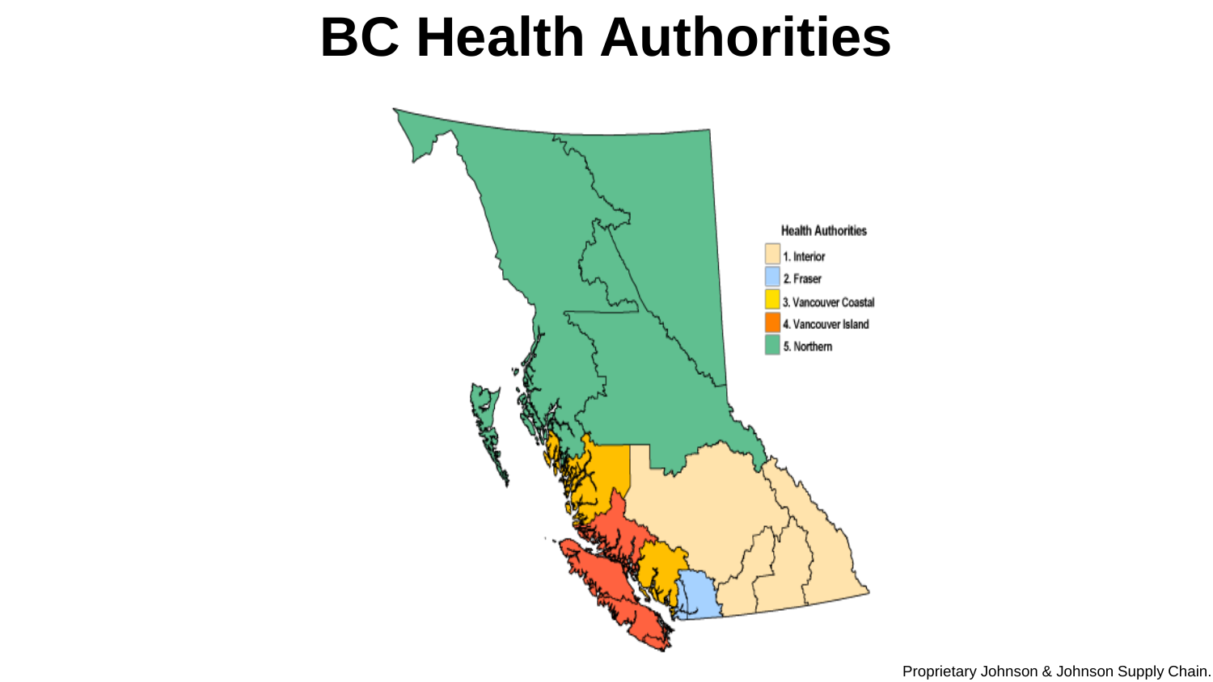# BC Health Authorities

**Health Authorities**

- 1. Interior
- 2. Fraser
- 3. Vancouver Coastal
- 4. Vancouver Island
- 5. Northern

Proprietary Johnson & Johnson Supply Chain.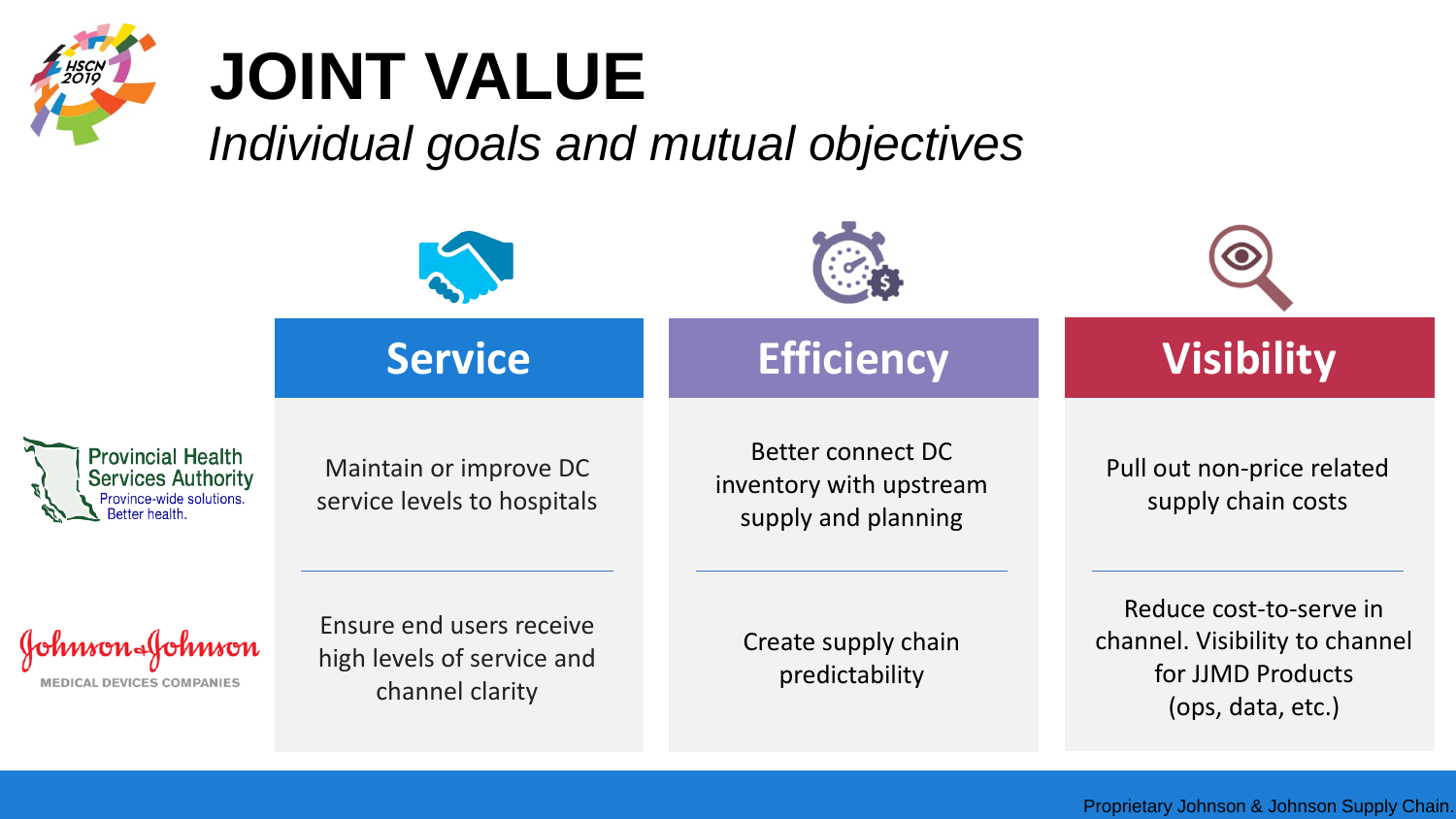# JOINT VALUE

*Individual goals and mutual objectives*

| | Service | Efficiency | Visibility |
|---|---|---|---|
| Provincial Health Services Authority (Province-wide solutions. Better health.) | Maintain or improve DC service levels to hospitals | Better connect DC inventory with upstream supply and planning | Pull out non-price related supply chain costs |
| Johnson & Johnson Medical Devices Companies | Ensure end users receive high levels of service and channel clarity | Create supply chain predictability | Reduce cost-to-serve in channel. Visibility to channel for JJMD Products (ops, data, etc.) |

Proprietary Johnson & Johnson Supply Chain.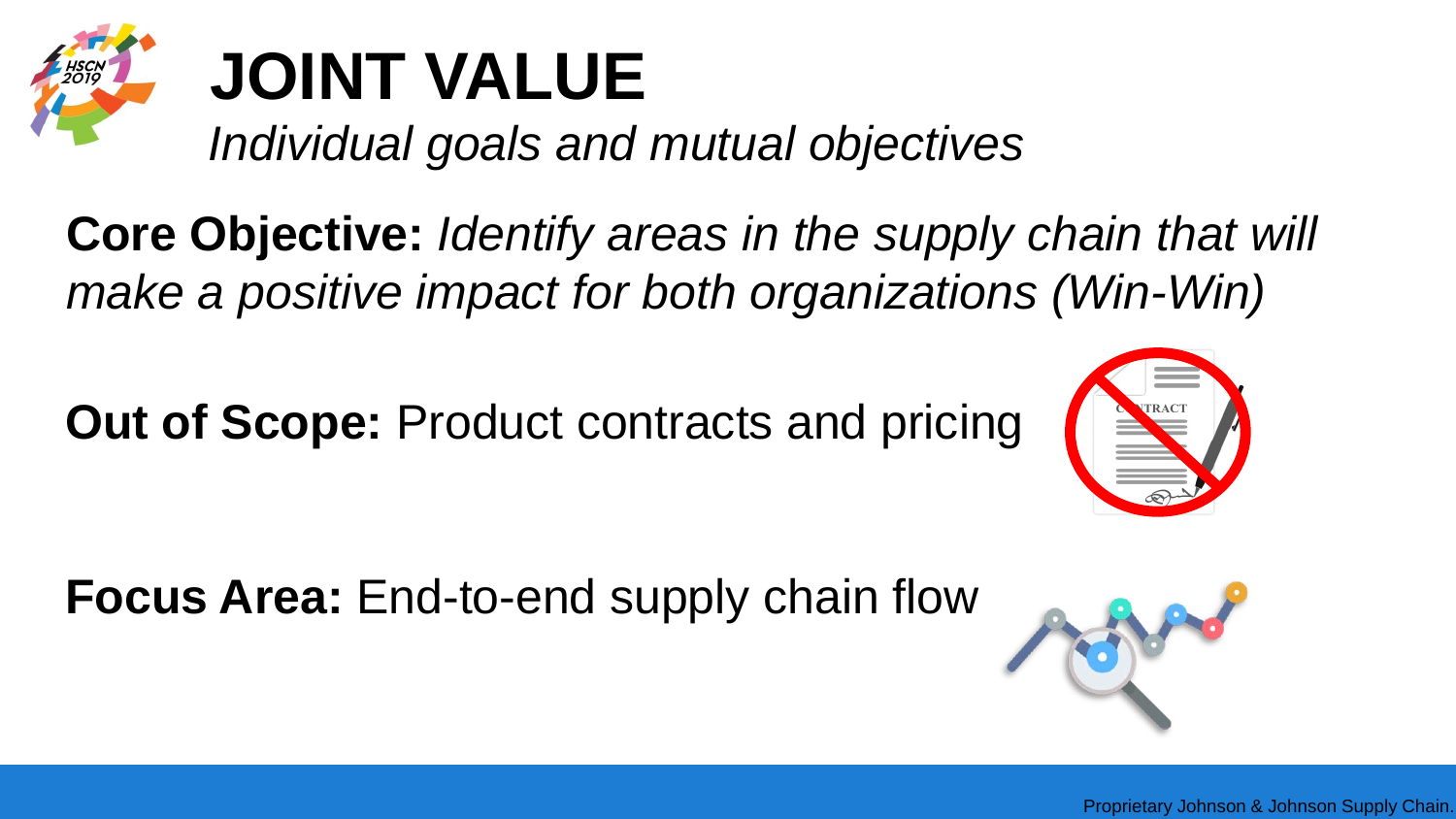# JOINT VALUE

*Individual goals and mutual objectives*

**Core Objective:** *Identify areas in the supply chain that will make a positive impact for both organizations (Win-Win)*

**Out of Scope:** Product contracts and pricing

**Focus Area:** End-to-end supply chain flow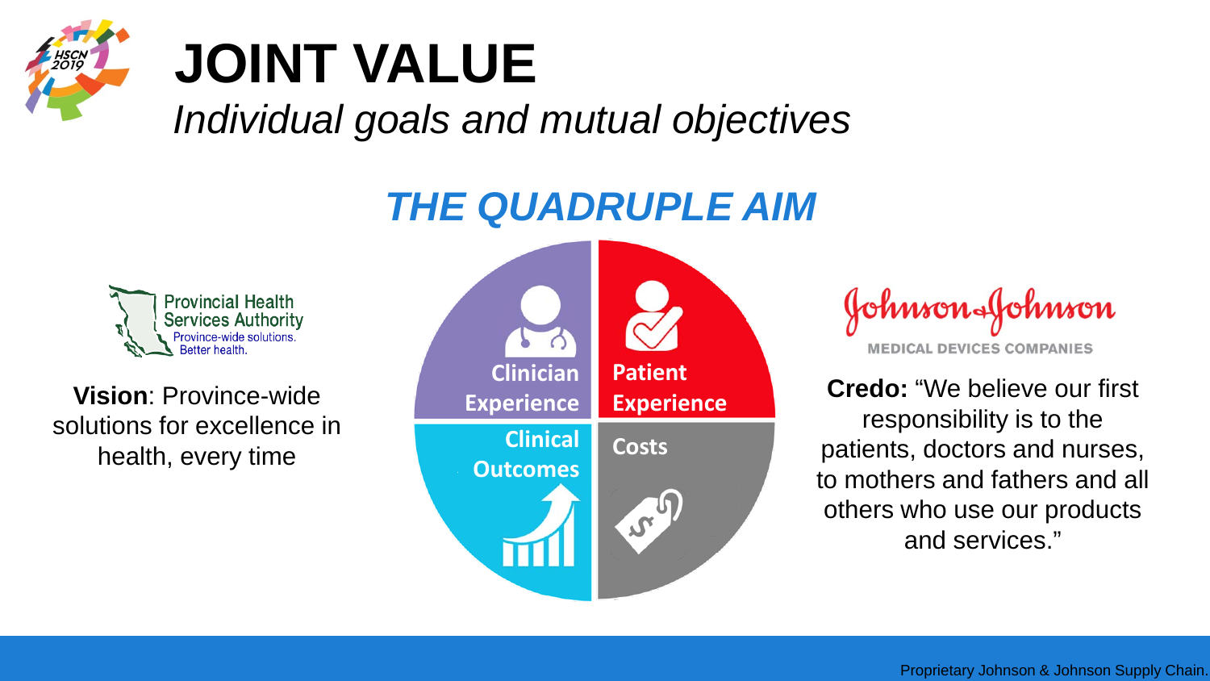# JOINT VALUE

*Individual goals and mutual objectives*

## *THE QUADRUPLE AIM*

Provincial Health Services Authority
Province-wide solutions. Better health.

**Vision**: Province-wide solutions for excellence in health, every time

- Clinician Experience
- Patient Experience
- Clinical Outcomes
- Costs

Johnson & Johnson
MEDICAL DEVICES COMPANIES

**Credo:** "We believe our first responsibility is to the patients, doctors and nurses, to mothers and fathers and all others who use our products and services."

Proprietary Johnson & Johnson Supply Chain.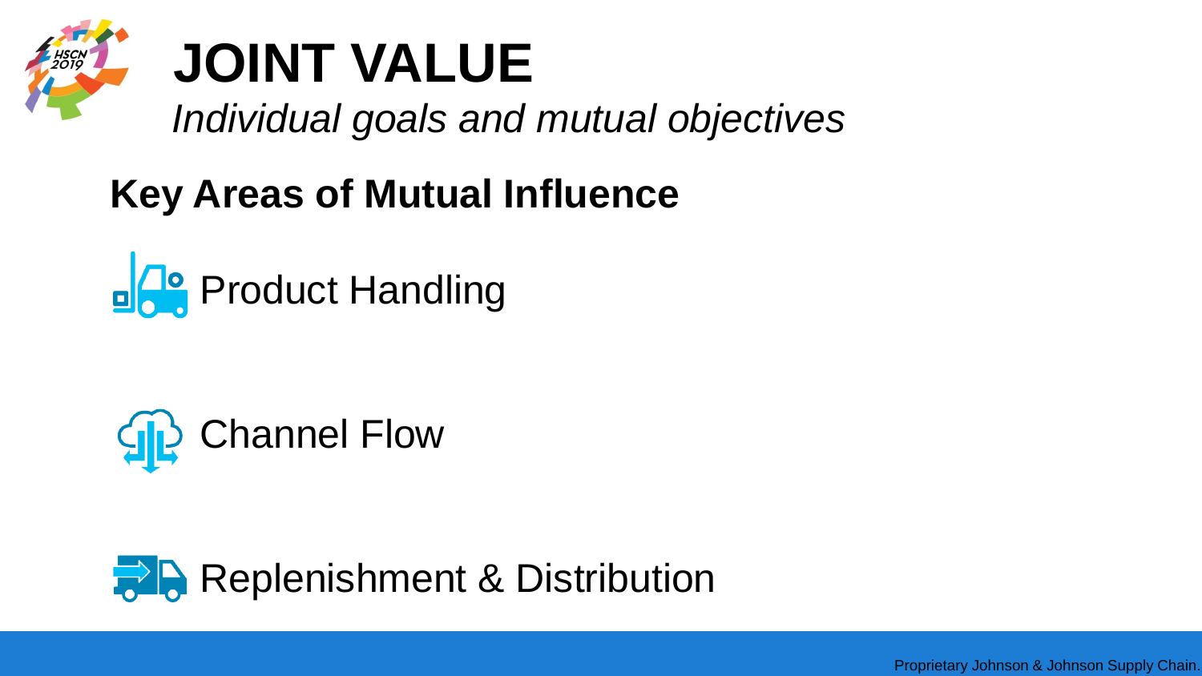# JOINT VALUE

*Individual goals and mutual objectives*

## Key Areas of Mutual Influence

- Product Handling
- Channel Flow
- Replenishment & Distribution